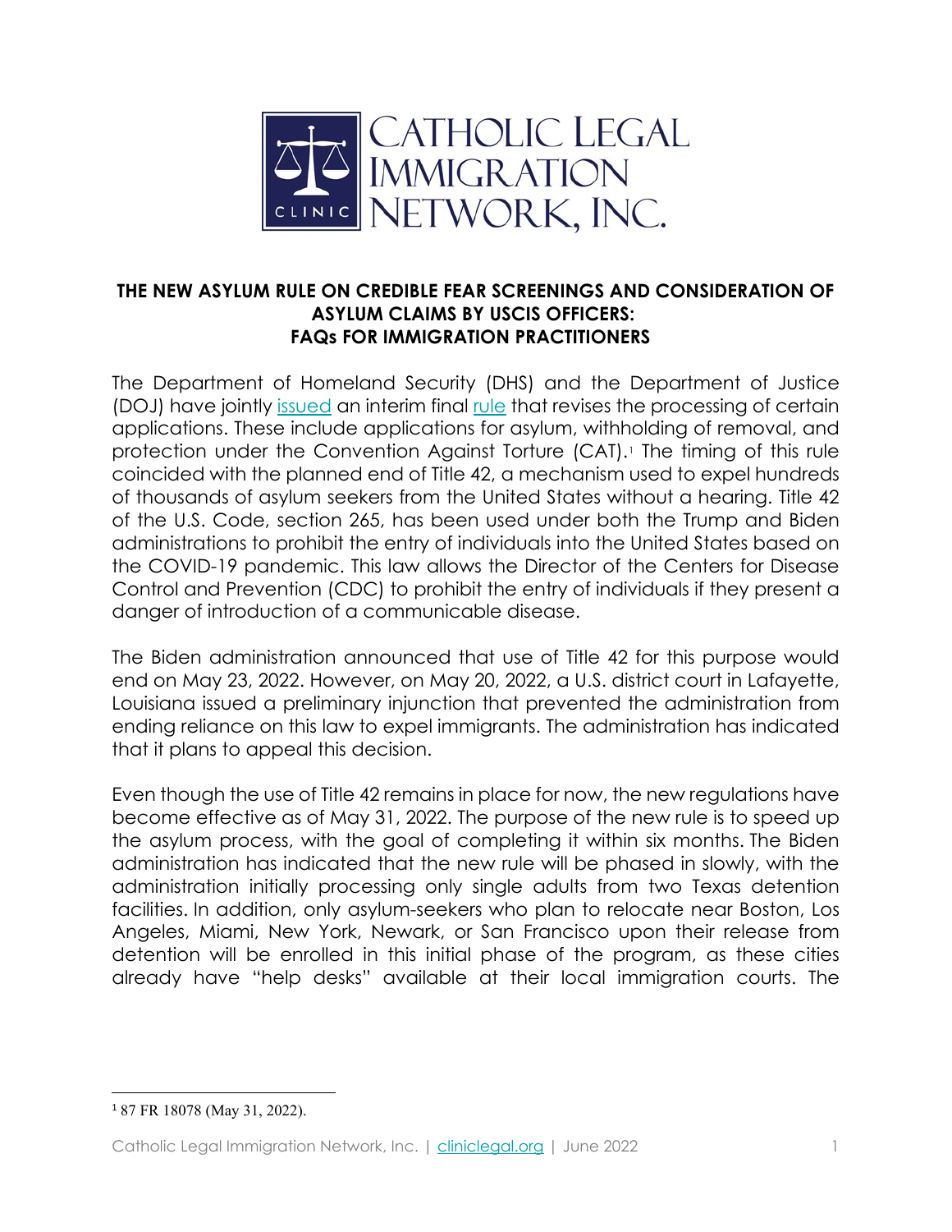# THE NEW ASYLUM RULE ON CREDIBLE FEAR SCREENINGS AND CONSIDERATION OF ASYLUM CLAIMS BY USCIS OFFICERS: FAQs FOR IMMIGRATION PRACTITIONERS

The Department of Homeland Security (DHS) and the Department of Justice (DOJ) have jointly issued an interim final rule that revises the processing of certain applications. These include applications for asylum, withholding of removal, and protection under the Convention Against Torture (CAT).[1] The timing of this rule coincided with the planned end of Title 42, a mechanism used to expel hundreds of thousands of asylum seekers from the United States without a hearing. Title 42 of the U.S. Code, section 265, has been used under both the Trump and Biden administrations to prohibit the entry of individuals into the United States based on the COVID-19 pandemic. This law allows the Director of the Centers for Disease Control and Prevention (CDC) to prohibit the entry of individuals if they present a danger of introduction of a communicable disease.

The Biden administration announced that use of Title 42 for this purpose would end on May 23, 2022. However, on May 20, 2022, a U.S. district court in Lafayette, Louisiana issued a preliminary injunction that prevented the administration from ending reliance on this law to expel immigrants. The administration has indicated that it plans to appeal this decision.

Even though the use of Title 42 remains in place for now, the new regulations have become effective as of May 31, 2022. The purpose of the new rule is to speed up the asylum process, with the goal of completing it within six months. The Biden administration has indicated that the new rule will be phased in slowly, with the administration initially processing only single adults from two Texas detention facilities. In addition, only asylum-seekers who plan to relocate near Boston, Los Angeles, Miami, New York, Newark, or San Francisco upon their release from detention will be enrolled in this initial phase of the program, as these cities already have "help desks" available at their local immigration courts. The

[1] 87 FR 18078 (May 31, 2022).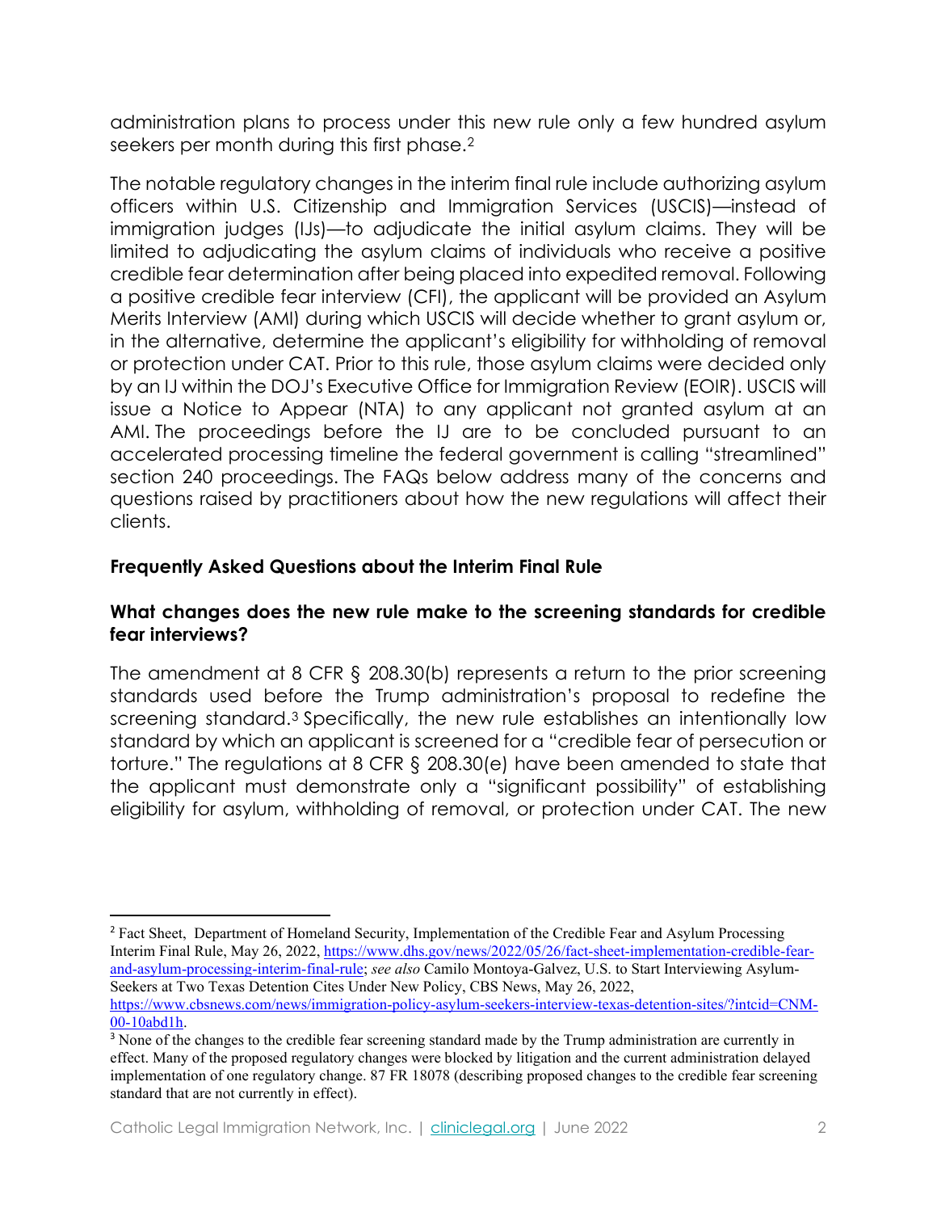administration plans to process under this new rule only a few hundred asylum seekers per month during this first phase.[2]

The notable regulatory changes in the interim final rule include authorizing asylum officers within U.S. Citizenship and Immigration Services (USCIS)—instead of immigration judges (IJs)—to adjudicate the initial asylum claims. They will be limited to adjudicating the asylum claims of individuals who receive a positive credible fear determination after being placed into expedited removal. Following a positive credible fear interview (CFI), the applicant will be provided an Asylum Merits Interview (AMI) during which USCIS will decide whether to grant asylum or, in the alternative, determine the applicant's eligibility for withholding of removal or protection under CAT. Prior to this rule, those asylum claims were decided only by an IJ within the DOJ's Executive Office for Immigration Review (EOIR). USCIS will issue a Notice to Appear (NTA) to any applicant not granted asylum at an AMI. The proceedings before the IJ are to be concluded pursuant to an accelerated processing timeline the federal government is calling "streamlined" section 240 proceedings. The FAQs below address many of the concerns and questions raised by practitioners about how the new regulations will affect their clients.

### Frequently Asked Questions about the Interim Final Rule

#### What changes does the new rule make to the screening standards for credible fear interviews?

The amendment at 8 CFR § 208.30(b) represents a return to the prior screening standards used before the Trump administration's proposal to redefine the screening standard.[3] Specifically, the new rule establishes an intentionally low standard by which an applicant is screened for a "credible fear of persecution or torture." The regulations at 8 CFR § 208.30(e) have been amended to state that the applicant must demonstrate only a "significant possibility" of establishing eligibility for asylum, withholding of removal, or protection under CAT. The new

---

[2] Fact Sheet, Department of Homeland Security, Implementation of the Credible Fear and Asylum Processing Interim Final Rule, May 26, 2022, https://www.dhs.gov/news/2022/05/26/fact-sheet-implementation-credible-fear-and-asylum-processing-interim-final-rule; *see also* Camilo Montoya-Galvez, U.S. to Start Interviewing Asylum-Seekers at Two Texas Detention Cites Under New Policy, CBS News, May 26, 2022, https://www.cbsnews.com/news/immigration-policy-asylum-seekers-interview-texas-detention-sites/?intcid=CNM-00-10abd1h.

[3] None of the changes to the credible fear screening standard made by the Trump administration are currently in effect. Many of the proposed regulatory changes were blocked by litigation and the current administration delayed implementation of one regulatory change. 87 FR 18078 (describing proposed changes to the credible fear screening standard that are not currently in effect).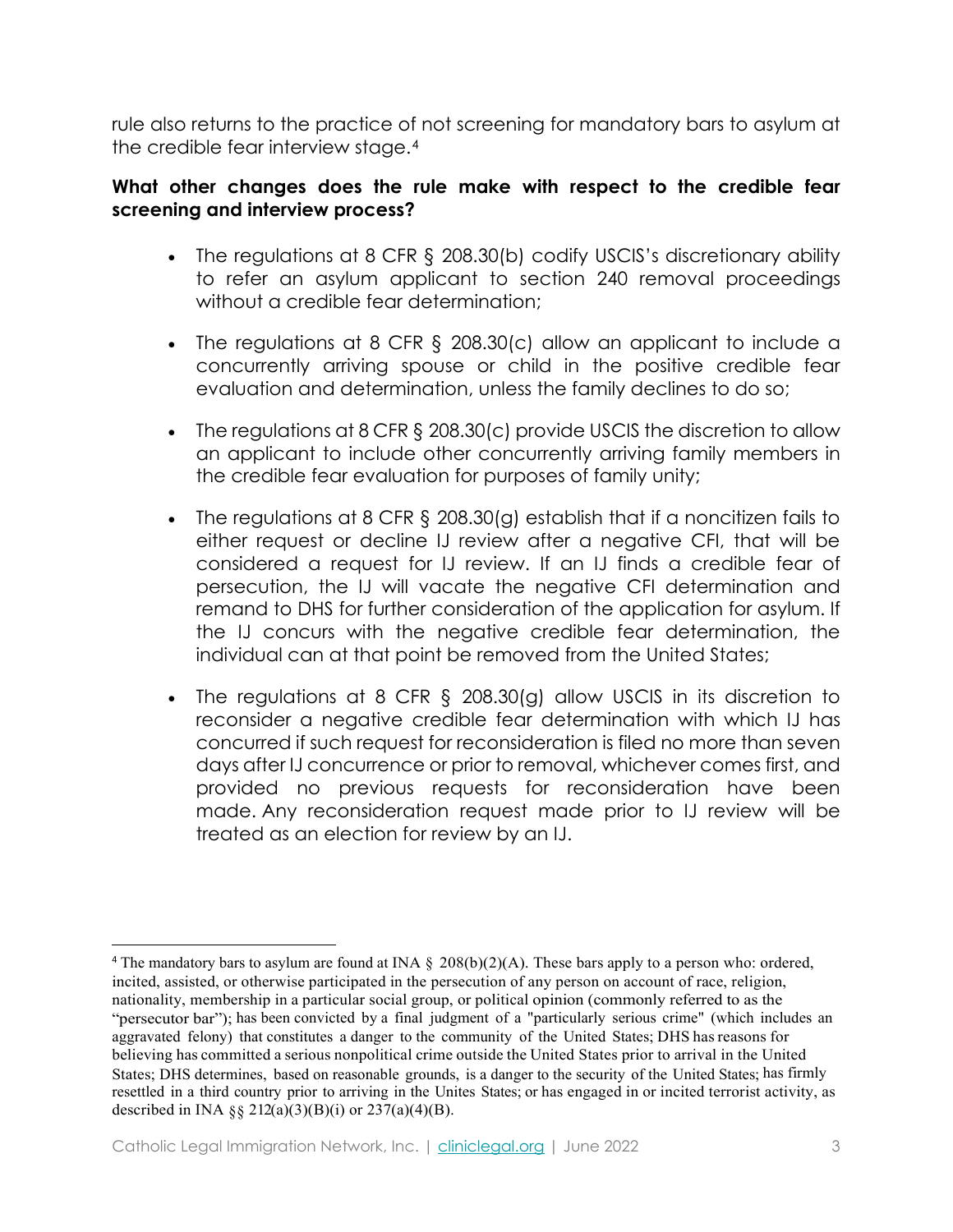rule also returns to the practice of not screening for mandatory bars to asylum at the credible fear interview stage.[4]

**What other changes does the rule make with respect to the credible fear screening and interview process?**

- The regulations at 8 CFR § 208.30(b) codify USCIS's discretionary ability to refer an asylum applicant to section 240 removal proceedings without a credible fear determination;
- The regulations at 8 CFR § 208.30(c) allow an applicant to include a concurrently arriving spouse or child in the positive credible fear evaluation and determination, unless the family declines to do so;
- The regulations at 8 CFR § 208.30(c) provide USCIS the discretion to allow an applicant to include other concurrently arriving family members in the credible fear evaluation for purposes of family unity;
- The regulations at 8 CFR § 208.30(g) establish that if a noncitizen fails to either request or decline IJ review after a negative CFI, that will be considered a request for IJ review. If an IJ finds a credible fear of persecution, the IJ will vacate the negative CFI determination and remand to DHS for further consideration of the application for asylum. If the IJ concurs with the negative credible fear determination, the individual can at that point be removed from the United States;
- The regulations at 8 CFR § 208.30(g) allow USCIS in its discretion to reconsider a negative credible fear determination with which IJ has concurred if such request for reconsideration is filed no more than seven days after IJ concurrence or prior to removal, whichever comes first, and provided no previous requests for reconsideration have been made. Any reconsideration request made prior to IJ review will be treated as an election for review by an IJ.

---

[4] The mandatory bars to asylum are found at INA § 208(b)(2)(A). These bars apply to a person who: ordered, incited, assisted, or otherwise participated in the persecution of any person on account of race, religion, nationality, membership in a particular social group, or political opinion (commonly referred to as the "persecutor bar"); has been convicted by a final judgment of a "particularly serious crime" (which includes an aggravated felony) that constitutes a danger to the community of the United States; DHS has reasons for believing has committed a serious nonpolitical crime outside the United States prior to arrival in the United States; DHS determines, based on reasonable grounds, is a danger to the security of the United States; has firmly resettled in a third country prior to arriving in the Unites States; or has engaged in or incited terrorist activity, as described in INA §§ 212(a)(3)(B)(i) or 237(a)(4)(B).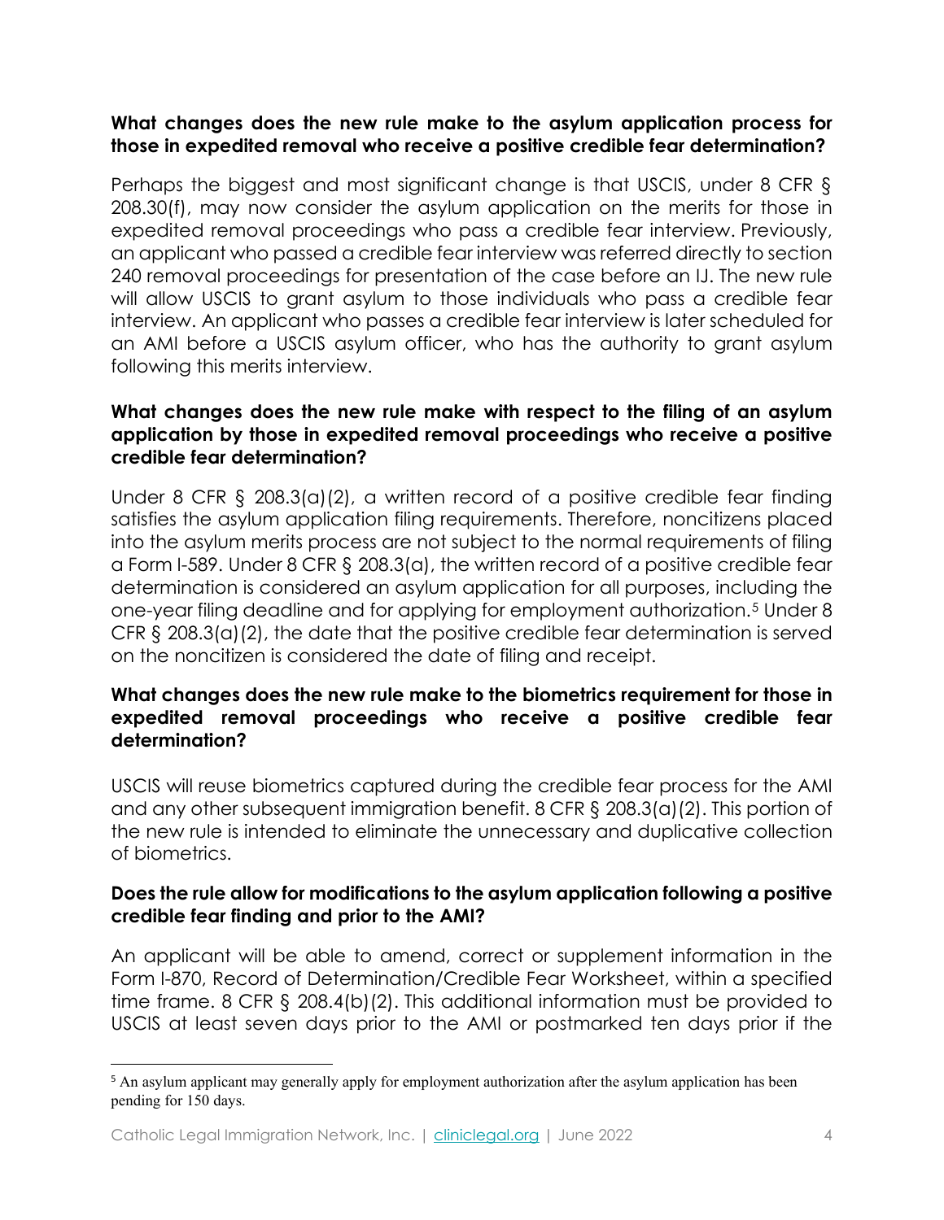### What changes does the new rule make to the asylum application process for those in expedited removal who receive a positive credible fear determination?

Perhaps the biggest and most significant change is that USCIS, under 8 CFR § 208.30(f), may now consider the asylum application on the merits for those in expedited removal proceedings who pass a credible fear interview. Previously, an applicant who passed a credible fear interview was referred directly to section 240 removal proceedings for presentation of the case before an IJ. The new rule will allow USCIS to grant asylum to those individuals who pass a credible fear interview. An applicant who passes a credible fear interview is later scheduled for an AMI before a USCIS asylum officer, who has the authority to grant asylum following this merits interview.

### What changes does the new rule make with respect to the filing of an asylum application by those in expedited removal proceedings who receive a positive credible fear determination?

Under 8 CFR § 208.3(a)(2), a written record of a positive credible fear finding satisfies the asylum application filing requirements. Therefore, noncitizens placed into the asylum merits process are not subject to the normal requirements of filing a Form I-589. Under 8 CFR § 208.3(a), the written record of a positive credible fear determination is considered an asylum application for all purposes, including the one-year filing deadline and for applying for employment authorization.[5] Under 8 CFR § 208.3(a)(2), the date that the positive credible fear determination is served on the noncitizen is considered the date of filing and receipt.

### What changes does the new rule make to the biometrics requirement for those in expedited removal proceedings who receive a positive credible fear determination?

USCIS will reuse biometrics captured during the credible fear process for the AMI and any other subsequent immigration benefit. 8 CFR § 208.3(a)(2). This portion of the new rule is intended to eliminate the unnecessary and duplicative collection of biometrics.

### Does the rule allow for modifications to the asylum application following a positive credible fear finding and prior to the AMI?

An applicant will be able to amend, correct or supplement information in the Form I-870, Record of Determination/Credible Fear Worksheet, within a specified time frame. 8 CFR § 208.4(b)(2). This additional information must be provided to USCIS at least seven days prior to the AMI or postmarked ten days prior if the

---

[5] An asylum applicant may generally apply for employment authorization after the asylum application has been pending for 150 days.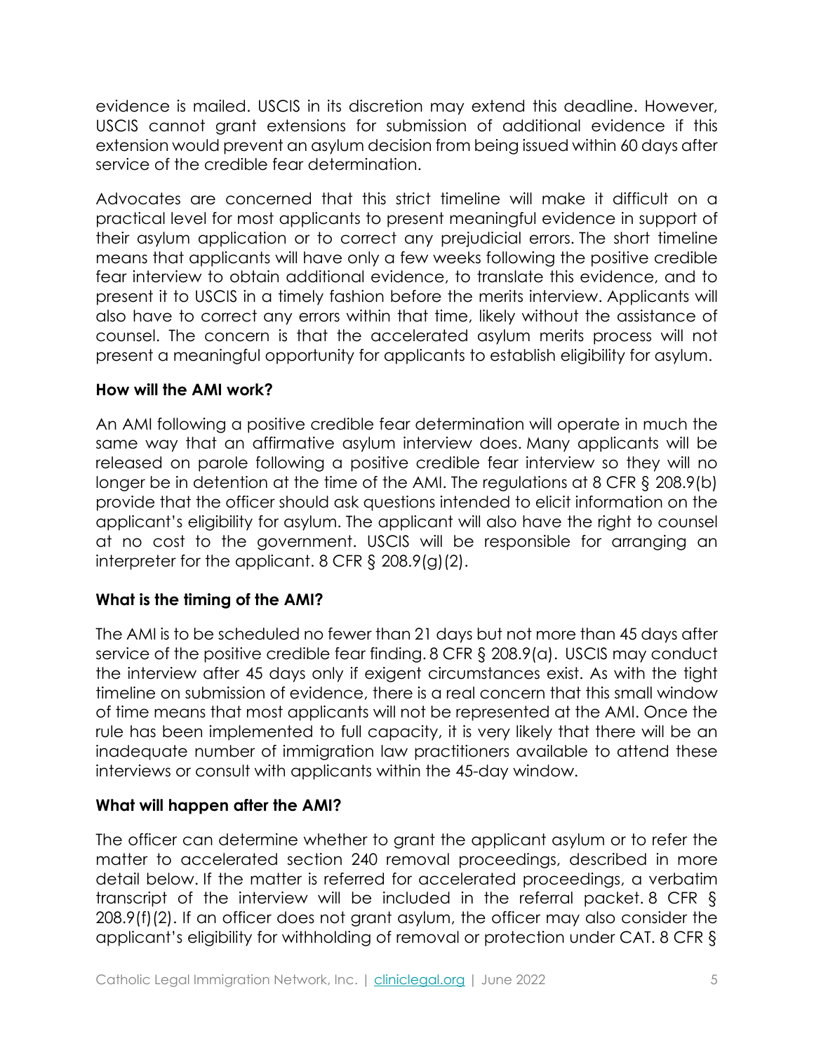evidence is mailed. USCIS in its discretion may extend this deadline. However, USCIS cannot grant extensions for submission of additional evidence if this extension would prevent an asylum decision from being issued within 60 days after service of the credible fear determination.

Advocates are concerned that this strict timeline will make it difficult on a practical level for most applicants to present meaningful evidence in support of their asylum application or to correct any prejudicial errors. The short timeline means that applicants will have only a few weeks following the positive credible fear interview to obtain additional evidence, to translate this evidence, and to present it to USCIS in a timely fashion before the merits interview. Applicants will also have to correct any errors within that time, likely without the assistance of counsel. The concern is that the accelerated asylum merits process will not present a meaningful opportunity for applicants to establish eligibility for asylum.

**How will the AMI work?**

An AMI following a positive credible fear determination will operate in much the same way that an affirmative asylum interview does. Many applicants will be released on parole following a positive credible fear interview so they will no longer be in detention at the time of the AMI. The regulations at 8 CFR § 208.9(b) provide that the officer should ask questions intended to elicit information on the applicant's eligibility for asylum. The applicant will also have the right to counsel at no cost to the government. USCIS will be responsible for arranging an interpreter for the applicant. 8 CFR § 208.9(g)(2).

**What is the timing of the AMI?**

The AMI is to be scheduled no fewer than 21 days but not more than 45 days after service of the positive credible fear finding. 8 CFR § 208.9(a). USCIS may conduct the interview after 45 days only if exigent circumstances exist. As with the tight timeline on submission of evidence, there is a real concern that this small window of time means that most applicants will not be represented at the AMI. Once the rule has been implemented to full capacity, it is very likely that there will be an inadequate number of immigration law practitioners available to attend these interviews or consult with applicants within the 45-day window.

**What will happen after the AMI?**

The officer can determine whether to grant the applicant asylum or to refer the matter to accelerated section 240 removal proceedings, described in more detail below. If the matter is referred for accelerated proceedings, a verbatim transcript of the interview will be included in the referral packet. 8 CFR § 208.9(f)(2). If an officer does not grant asylum, the officer may also consider the applicant's eligibility for withholding of removal or protection under CAT. 8 CFR §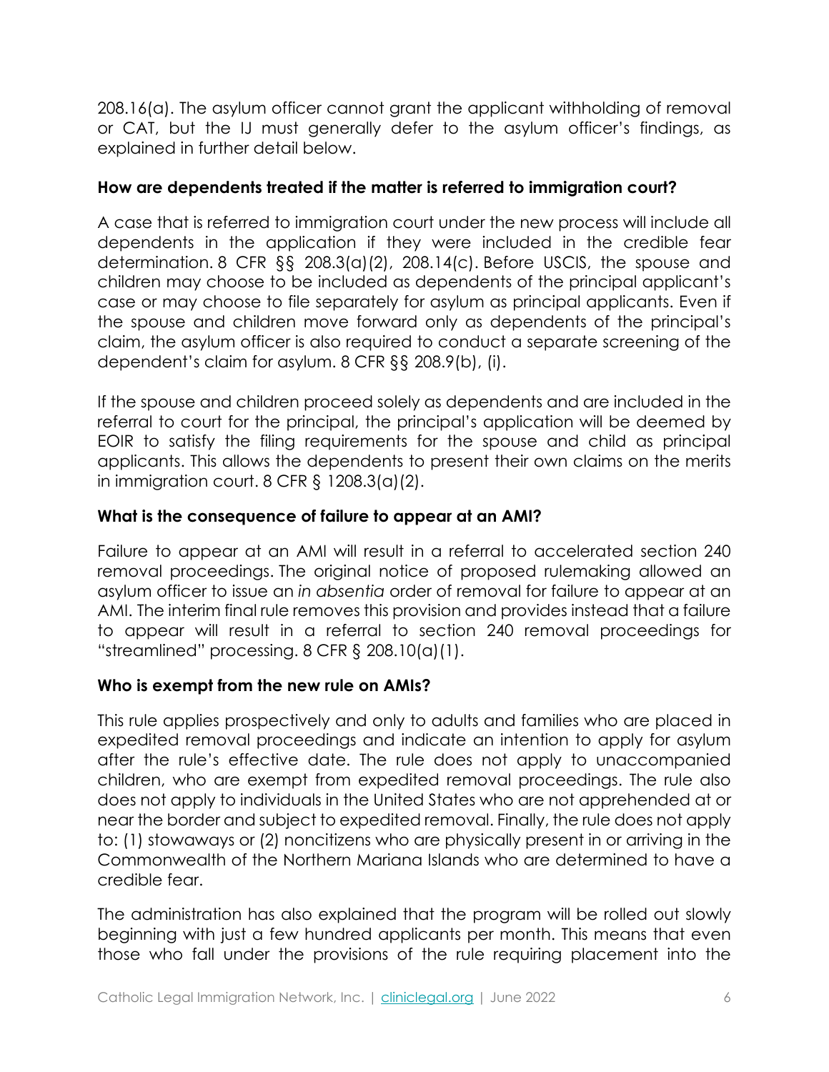208.16(a). The asylum officer cannot grant the applicant withholding of removal or CAT, but the IJ must generally defer to the asylum officer's findings, as explained in further detail below.

### How are dependents treated if the matter is referred to immigration court?

A case that is referred to immigration court under the new process will include all dependents in the application if they were included in the credible fear determination. 8 CFR §§ 208.3(a)(2), 208.14(c). Before USCIS, the spouse and children may choose to be included as dependents of the principal applicant's case or may choose to file separately for asylum as principal applicants. Even if the spouse and children move forward only as dependents of the principal's claim, the asylum officer is also required to conduct a separate screening of the dependent's claim for asylum. 8 CFR §§ 208.9(b), (i).

If the spouse and children proceed solely as dependents and are included in the referral to court for the principal, the principal's application will be deemed by EOIR to satisfy the filing requirements for the spouse and child as principal applicants. This allows the dependents to present their own claims on the merits in immigration court. 8 CFR § 1208.3(a)(2).

### What is the consequence of failure to appear at an AMI?

Failure to appear at an AMI will result in a referral to accelerated section 240 removal proceedings. The original notice of proposed rulemaking allowed an asylum officer to issue an *in absentia* order of removal for failure to appear at an AMI. The interim final rule removes this provision and provides instead that a failure to appear will result in a referral to section 240 removal proceedings for "streamlined" processing. 8 CFR § 208.10(a)(1).

### Who is exempt from the new rule on AMIs?

This rule applies prospectively and only to adults and families who are placed in expedited removal proceedings and indicate an intention to apply for asylum after the rule's effective date. The rule does not apply to unaccompanied children, who are exempt from expedited removal proceedings. The rule also does not apply to individuals in the United States who are not apprehended at or near the border and subject to expedited removal. Finally, the rule does not apply to: (1) stowaways or (2) noncitizens who are physically present in or arriving in the Commonwealth of the Northern Mariana Islands who are determined to have a credible fear.

The administration has also explained that the program will be rolled out slowly beginning with just a few hundred applicants per month. This means that even those who fall under the provisions of the rule requiring placement into the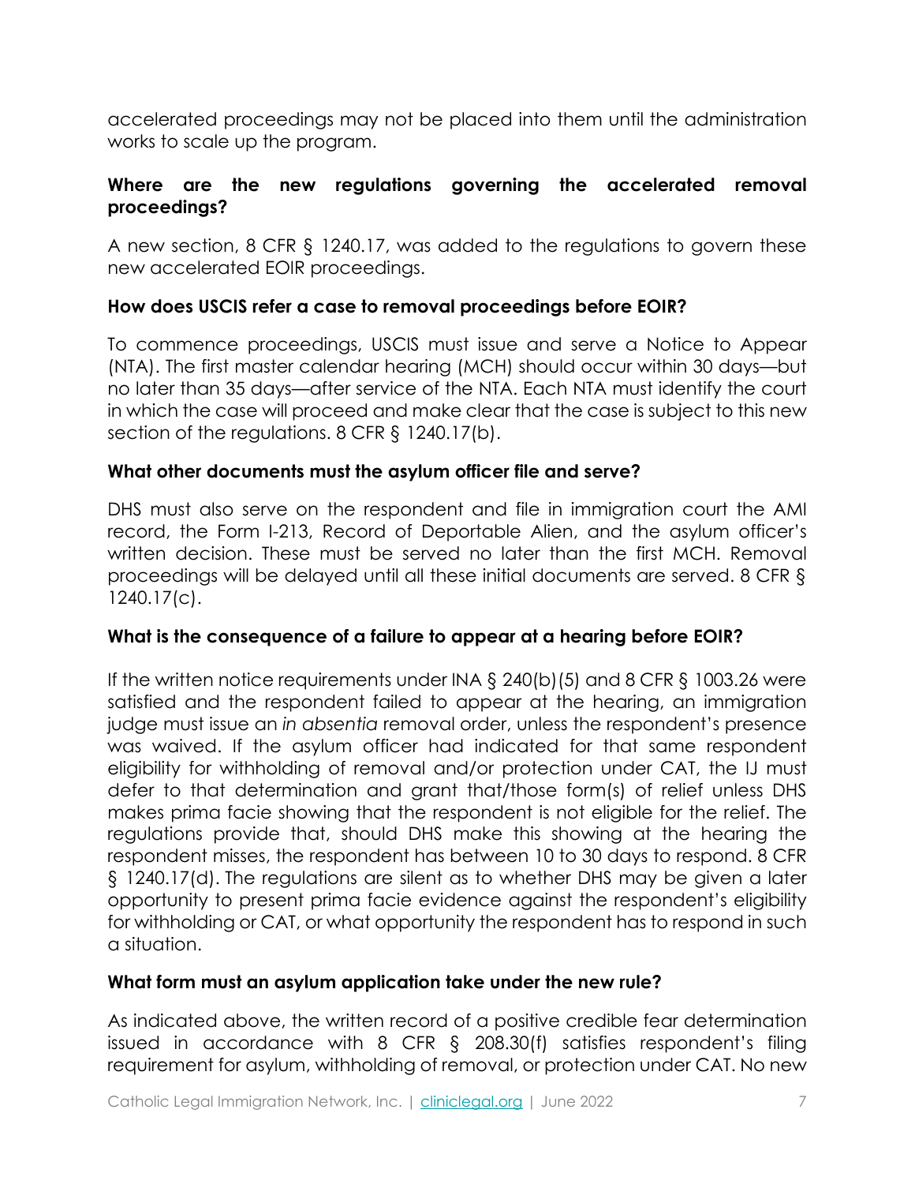accelerated proceedings may not be placed into them until the administration works to scale up the program.

**Where are the new regulations governing the accelerated removal proceedings?**

A new section, 8 CFR § 1240.17, was added to the regulations to govern these new accelerated EOIR proceedings.

**How does USCIS refer a case to removal proceedings before EOIR?**

To commence proceedings, USCIS must issue and serve a Notice to Appear (NTA). The first master calendar hearing (MCH) should occur within 30 days—but no later than 35 days—after service of the NTA. Each NTA must identify the court in which the case will proceed and make clear that the case is subject to this new section of the regulations. 8 CFR § 1240.17(b).

**What other documents must the asylum officer file and serve?**

DHS must also serve on the respondent and file in immigration court the AMI record, the Form I-213, Record of Deportable Alien, and the asylum officer's written decision. These must be served no later than the first MCH. Removal proceedings will be delayed until all these initial documents are served. 8 CFR § 1240.17(c).

**What is the consequence of a failure to appear at a hearing before EOIR?**

If the written notice requirements under INA § 240(b)(5) and 8 CFR § 1003.26 were satisfied and the respondent failed to appear at the hearing, an immigration judge must issue an *in absentia* removal order, unless the respondent's presence was waived. If the asylum officer had indicated for that same respondent eligibility for withholding of removal and/or protection under CAT, the IJ must defer to that determination and grant that/those form(s) of relief unless DHS makes prima facie showing that the respondent is not eligible for the relief. The regulations provide that, should DHS make this showing at the hearing the respondent misses, the respondent has between 10 to 30 days to respond. 8 CFR § 1240.17(d). The regulations are silent as to whether DHS may be given a later opportunity to present prima facie evidence against the respondent's eligibility for withholding or CAT, or what opportunity the respondent has to respond in such a situation.

**What form must an asylum application take under the new rule?**

As indicated above, the written record of a positive credible fear determination issued in accordance with 8 CFR § 208.30(f) satisfies respondent's filing requirement for asylum, withholding of removal, or protection under CAT. No new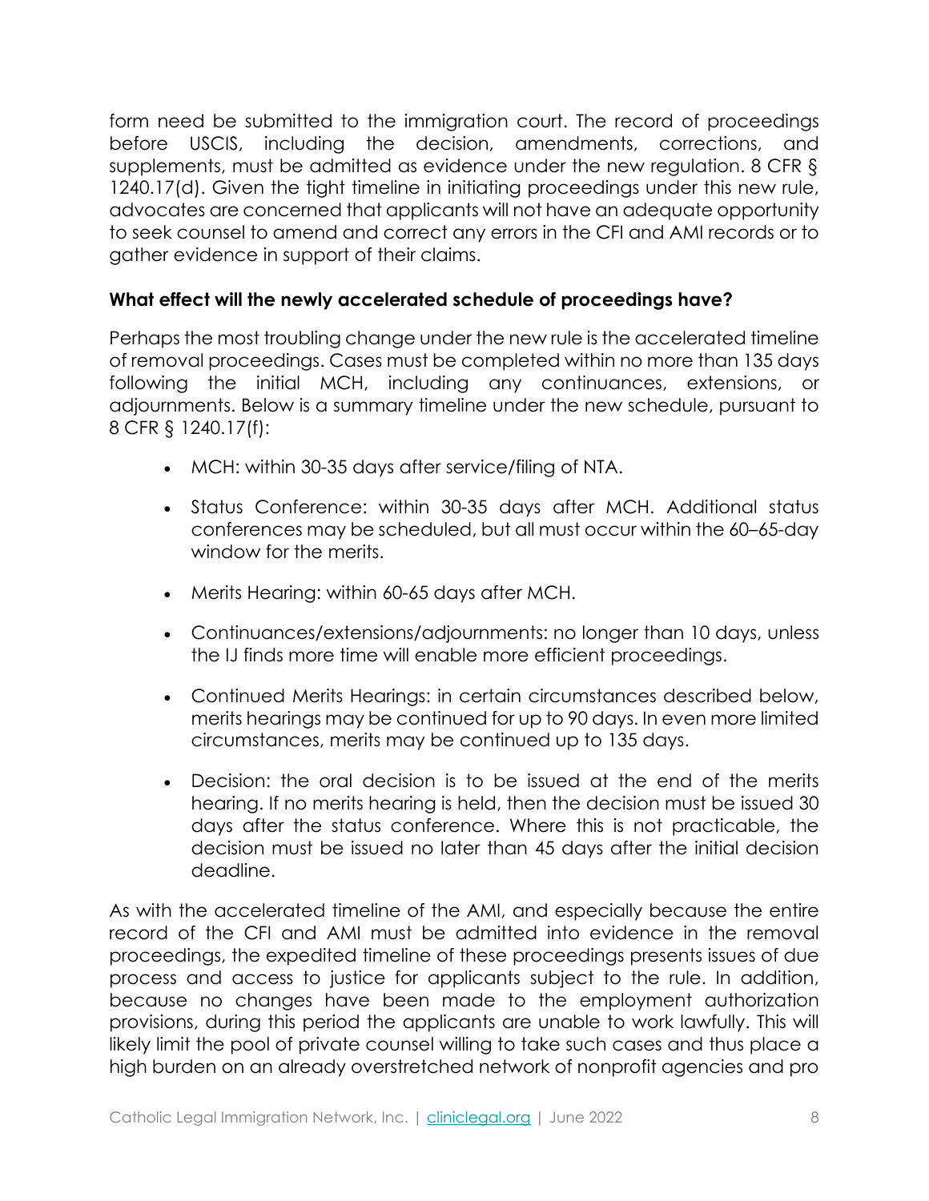form need be submitted to the immigration court. The record of proceedings before USCIS, including the decision, amendments, corrections, and supplements, must be admitted as evidence under the new regulation. 8 CFR § 1240.17(d). Given the tight timeline in initiating proceedings under this new rule, advocates are concerned that applicants will not have an adequate opportunity to seek counsel to amend and correct any errors in the CFI and AMI records or to gather evidence in support of their claims.

**What effect will the newly accelerated schedule of proceedings have?**

Perhaps the most troubling change under the new rule is the accelerated timeline of removal proceedings. Cases must be completed within no more than 135 days following the initial MCH, including any continuances, extensions, or adjournments. Below is a summary timeline under the new schedule, pursuant to 8 CFR § 1240.17(f):

- MCH: within 30-35 days after service/filing of NTA.
- Status Conference: within 30-35 days after MCH. Additional status conferences may be scheduled, but all must occur within the 60–65-day window for the merits.
- Merits Hearing: within 60-65 days after MCH.
- Continuances/extensions/adjournments: no longer than 10 days, unless the IJ finds more time will enable more efficient proceedings.
- Continued Merits Hearings: in certain circumstances described below, merits hearings may be continued for up to 90 days. In even more limited circumstances, merits may be continued up to 135 days.
- Decision: the oral decision is to be issued at the end of the merits hearing. If no merits hearing is held, then the decision must be issued 30 days after the status conference. Where this is not practicable, the decision must be issued no later than 45 days after the initial decision deadline.

As with the accelerated timeline of the AMI, and especially because the entire record of the CFI and AMI must be admitted into evidence in the removal proceedings, the expedited timeline of these proceedings presents issues of due process and access to justice for applicants subject to the rule. In addition, because no changes have been made to the employment authorization provisions, during this period the applicants are unable to work lawfully. This will likely limit the pool of private counsel willing to take such cases and thus place a high burden on an already overstretched network of nonprofit agencies and pro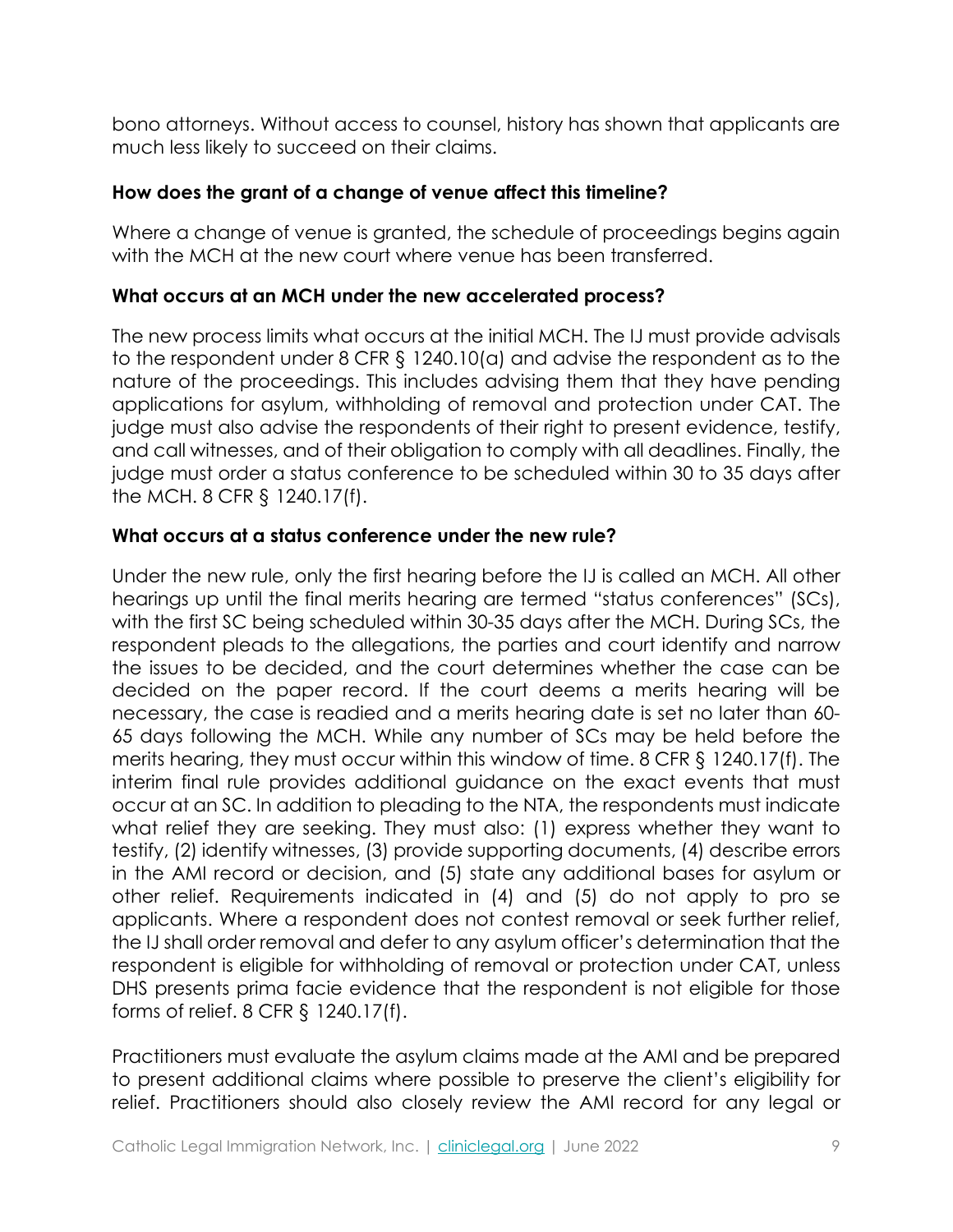bono attorneys. Without access to counsel, history has shown that applicants are much less likely to succeed on their claims.

**How does the grant of a change of venue affect this timeline?**

Where a change of venue is granted, the schedule of proceedings begins again with the MCH at the new court where venue has been transferred.

**What occurs at an MCH under the new accelerated process?**

The new process limits what occurs at the initial MCH. The IJ must provide advisals to the respondent under 8 CFR § 1240.10(a) and advise the respondent as to the nature of the proceedings. This includes advising them that they have pending applications for asylum, withholding of removal and protection under CAT. The judge must also advise the respondents of their right to present evidence, testify, and call witnesses, and of their obligation to comply with all deadlines. Finally, the judge must order a status conference to be scheduled within 30 to 35 days after the MCH. 8 CFR § 1240.17(f).

**What occurs at a status conference under the new rule?**

Under the new rule, only the first hearing before the IJ is called an MCH. All other hearings up until the final merits hearing are termed "status conferences" (SCs), with the first SC being scheduled within 30-35 days after the MCH. During SCs, the respondent pleads to the allegations, the parties and court identify and narrow the issues to be decided, and the court determines whether the case can be decided on the paper record. If the court deems a merits hearing will be necessary, the case is readied and a merits hearing date is set no later than 60-65 days following the MCH. While any number of SCs may be held before the merits hearing, they must occur within this window of time. 8 CFR § 1240.17(f). The interim final rule provides additional guidance on the exact events that must occur at an SC. In addition to pleading to the NTA, the respondents must indicate what relief they are seeking. They must also: (1) express whether they want to testify, (2) identify witnesses, (3) provide supporting documents, (4) describe errors in the AMI record or decision, and (5) state any additional bases for asylum or other relief. Requirements indicated in (4) and (5) do not apply to pro se applicants. Where a respondent does not contest removal or seek further relief, the IJ shall order removal and defer to any asylum officer's determination that the respondent is eligible for withholding of removal or protection under CAT, unless DHS presents prima facie evidence that the respondent is not eligible for those forms of relief. 8 CFR § 1240.17(f).

Practitioners must evaluate the asylum claims made at the AMI and be prepared to present additional claims where possible to preserve the client's eligibility for relief. Practitioners should also closely review the AMI record for any legal or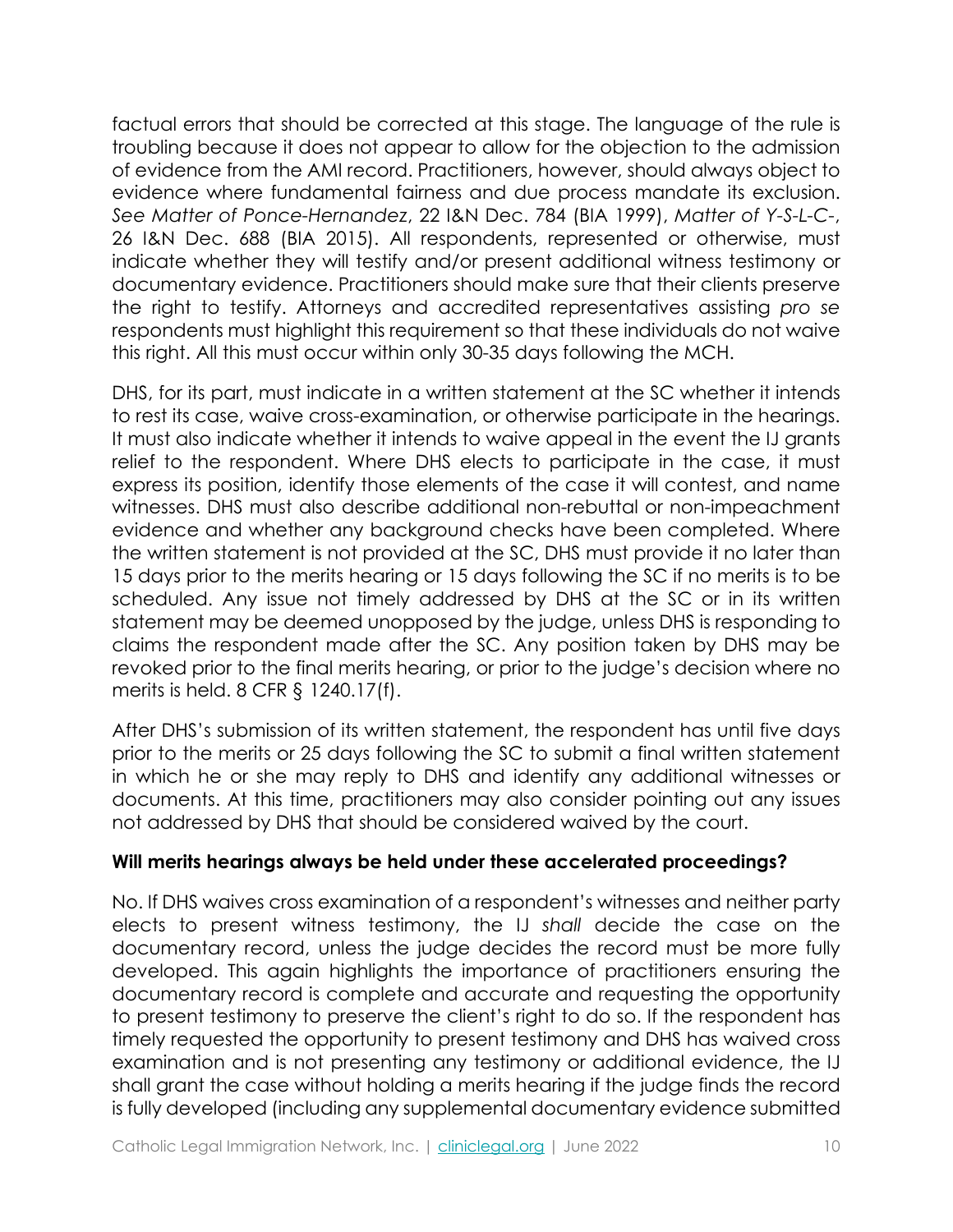factual errors that should be corrected at this stage. The language of the rule is troubling because it does not appear to allow for the objection to the admission of evidence from the AMI record. Practitioners, however, should always object to evidence where fundamental fairness and due process mandate its exclusion. *See Matter of Ponce-Hernandez*, 22 I&N Dec. 784 (BIA 1999), *Matter of Y-S-L-C-*, 26 I&N Dec. 688 (BIA 2015). All respondents, represented or otherwise, must indicate whether they will testify and/or present additional witness testimony or documentary evidence. Practitioners should make sure that their clients preserve the right to testify. Attorneys and accredited representatives assisting *pro se* respondents must highlight this requirement so that these individuals do not waive this right. All this must occur within only 30-35 days following the MCH.

DHS, for its part, must indicate in a written statement at the SC whether it intends to rest its case, waive cross-examination, or otherwise participate in the hearings. It must also indicate whether it intends to waive appeal in the event the IJ grants relief to the respondent. Where DHS elects to participate in the case, it must express its position, identify those elements of the case it will contest, and name witnesses. DHS must also describe additional non-rebuttal or non-impeachment evidence and whether any background checks have been completed. Where the written statement is not provided at the SC, DHS must provide it no later than 15 days prior to the merits hearing or 15 days following the SC if no merits is to be scheduled. Any issue not timely addressed by DHS at the SC or in its written statement may be deemed unopposed by the judge, unless DHS is responding to claims the respondent made after the SC. Any position taken by DHS may be revoked prior to the final merits hearing, or prior to the judge's decision where no merits is held. 8 CFR § 1240.17(f).

After DHS's submission of its written statement, the respondent has until five days prior to the merits or 25 days following the SC to submit a final written statement in which he or she may reply to DHS and identify any additional witnesses or documents. At this time, practitioners may also consider pointing out any issues not addressed by DHS that should be considered waived by the court.

**Will merits hearings always be held under these accelerated proceedings?**

No. If DHS waives cross examination of a respondent's witnesses and neither party elects to present witness testimony, the IJ *shall* decide the case on the documentary record, unless the judge decides the record must be more fully developed. This again highlights the importance of practitioners ensuring the documentary record is complete and accurate and requesting the opportunity to present testimony to preserve the client's right to do so. If the respondent has timely requested the opportunity to present testimony and DHS has waived cross examination and is not presenting any testimony or additional evidence, the IJ shall grant the case without holding a merits hearing if the judge finds the record is fully developed (including any supplemental documentary evidence submitted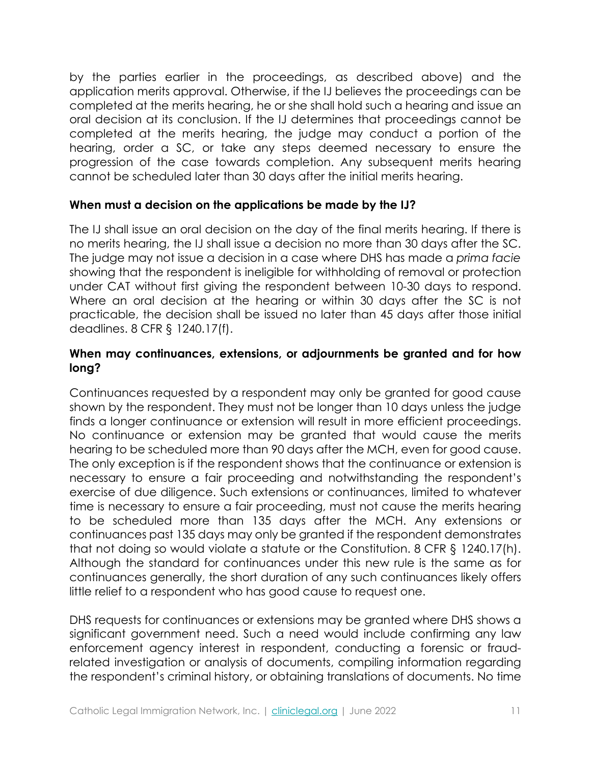by the parties earlier in the proceedings, as described above) and the application merits approval. Otherwise, if the IJ believes the proceedings can be completed at the merits hearing, he or she shall hold such a hearing and issue an oral decision at its conclusion. If the IJ determines that proceedings cannot be completed at the merits hearing, the judge may conduct a portion of the hearing, order a SC, or take any steps deemed necessary to ensure the progression of the case towards completion. Any subsequent merits hearing cannot be scheduled later than 30 days after the initial merits hearing.

**When must a decision on the applications be made by the IJ?**

The IJ shall issue an oral decision on the day of the final merits hearing. If there is no merits hearing, the IJ shall issue a decision no more than 30 days after the SC. The judge may not issue a decision in a case where DHS has made a *prima facie* showing that the respondent is ineligible for withholding of removal or protection under CAT without first giving the respondent between 10-30 days to respond. Where an oral decision at the hearing or within 30 days after the SC is not practicable, the decision shall be issued no later than 45 days after those initial deadlines. 8 CFR § 1240.17(f).

**When may continuances, extensions, or adjournments be granted and for how long?**

Continuances requested by a respondent may only be granted for good cause shown by the respondent. They must not be longer than 10 days unless the judge finds a longer continuance or extension will result in more efficient proceedings. No continuance or extension may be granted that would cause the merits hearing to be scheduled more than 90 days after the MCH, even for good cause. The only exception is if the respondent shows that the continuance or extension is necessary to ensure a fair proceeding and notwithstanding the respondent's exercise of due diligence. Such extensions or continuances, limited to whatever time is necessary to ensure a fair proceeding, must not cause the merits hearing to be scheduled more than 135 days after the MCH. Any extensions or continuances past 135 days may only be granted if the respondent demonstrates that not doing so would violate a statute or the Constitution. 8 CFR § 1240.17(h). Although the standard for continuances under this new rule is the same as for continuances generally, the short duration of any such continuances likely offers little relief to a respondent who has good cause to request one.

DHS requests for continuances or extensions may be granted where DHS shows a significant government need. Such a need would include confirming any law enforcement agency interest in respondent, conducting a forensic or fraud-related investigation or analysis of documents, compiling information regarding the respondent's criminal history, or obtaining translations of documents. No time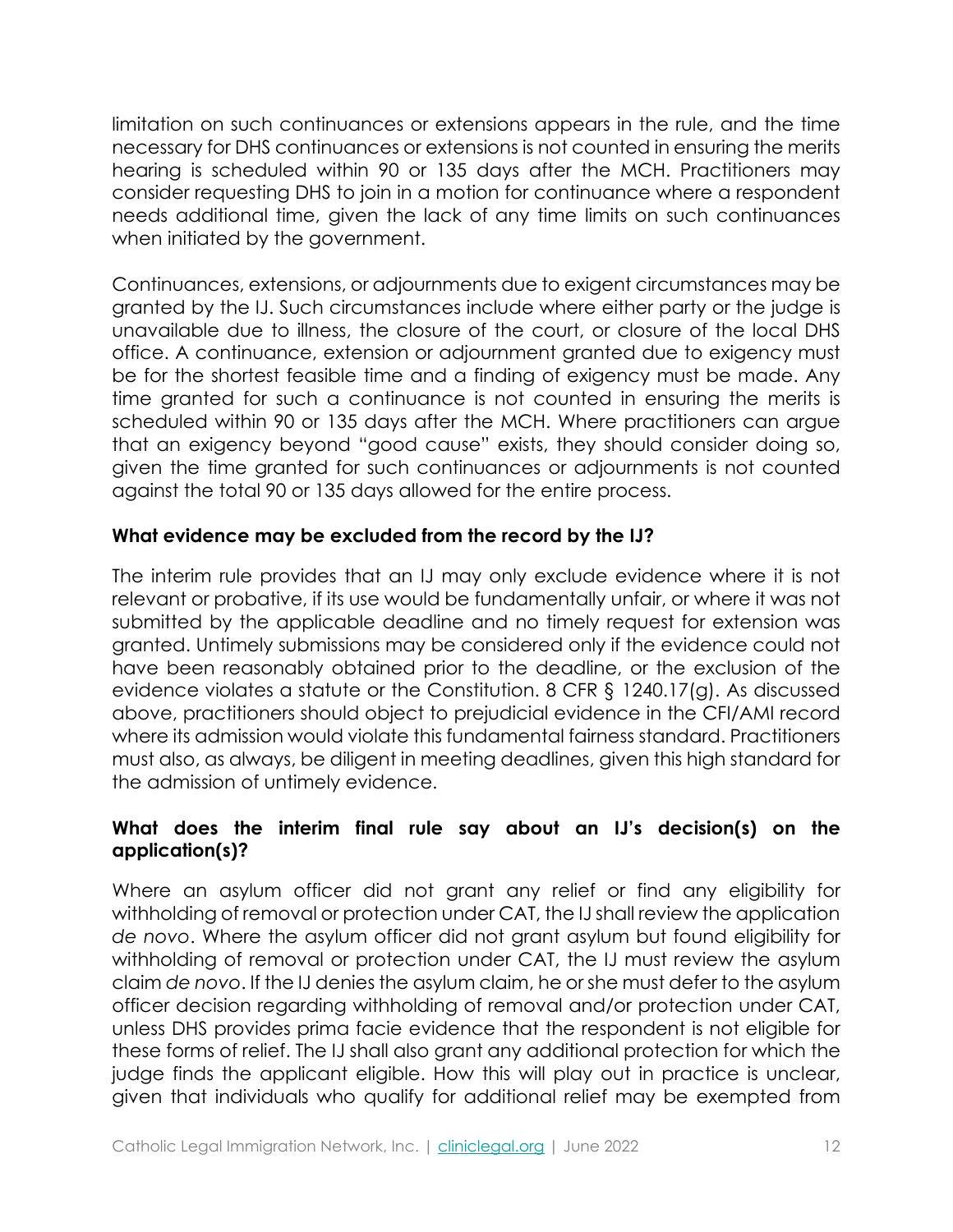limitation on such continuances or extensions appears in the rule, and the time necessary for DHS continuances or extensions is not counted in ensuring the merits hearing is scheduled within 90 or 135 days after the MCH. Practitioners may consider requesting DHS to join in a motion for continuance where a respondent needs additional time, given the lack of any time limits on such continuances when initiated by the government.

Continuances, extensions, or adjournments due to exigent circumstances may be granted by the IJ. Such circumstances include where either party or the judge is unavailable due to illness, the closure of the court, or closure of the local DHS office. A continuance, extension or adjournment granted due to exigency must be for the shortest feasible time and a finding of exigency must be made. Any time granted for such a continuance is not counted in ensuring the merits is scheduled within 90 or 135 days after the MCH. Where practitioners can argue that an exigency beyond "good cause" exists, they should consider doing so, given the time granted for such continuances or adjournments is not counted against the total 90 or 135 days allowed for the entire process.

**What evidence may be excluded from the record by the IJ?**

The interim rule provides that an IJ may only exclude evidence where it is not relevant or probative, if its use would be fundamentally unfair, or where it was not submitted by the applicable deadline and no timely request for extension was granted. Untimely submissions may be considered only if the evidence could not have been reasonably obtained prior to the deadline, or the exclusion of the evidence violates a statute or the Constitution. 8 CFR § 1240.17(g). As discussed above, practitioners should object to prejudicial evidence in the CFI/AMI record where its admission would violate this fundamental fairness standard. Practitioners must also, as always, be diligent in meeting deadlines, given this high standard for the admission of untimely evidence.

**What does the interim final rule say about an IJ's decision(s) on the application(s)?**

Where an asylum officer did not grant any relief or find any eligibility for withholding of removal or protection under CAT, the IJ shall review the application *de novo*. Where the asylum officer did not grant asylum but found eligibility for withholding of removal or protection under CAT, the IJ must review the asylum claim *de novo*. If the IJ denies the asylum claim, he or she must defer to the asylum officer decision regarding withholding of removal and/or protection under CAT, unless DHS provides prima facie evidence that the respondent is not eligible for these forms of relief. The IJ shall also grant any additional protection for which the judge finds the applicant eligible. How this will play out in practice is unclear, given that individuals who qualify for additional relief may be exempted from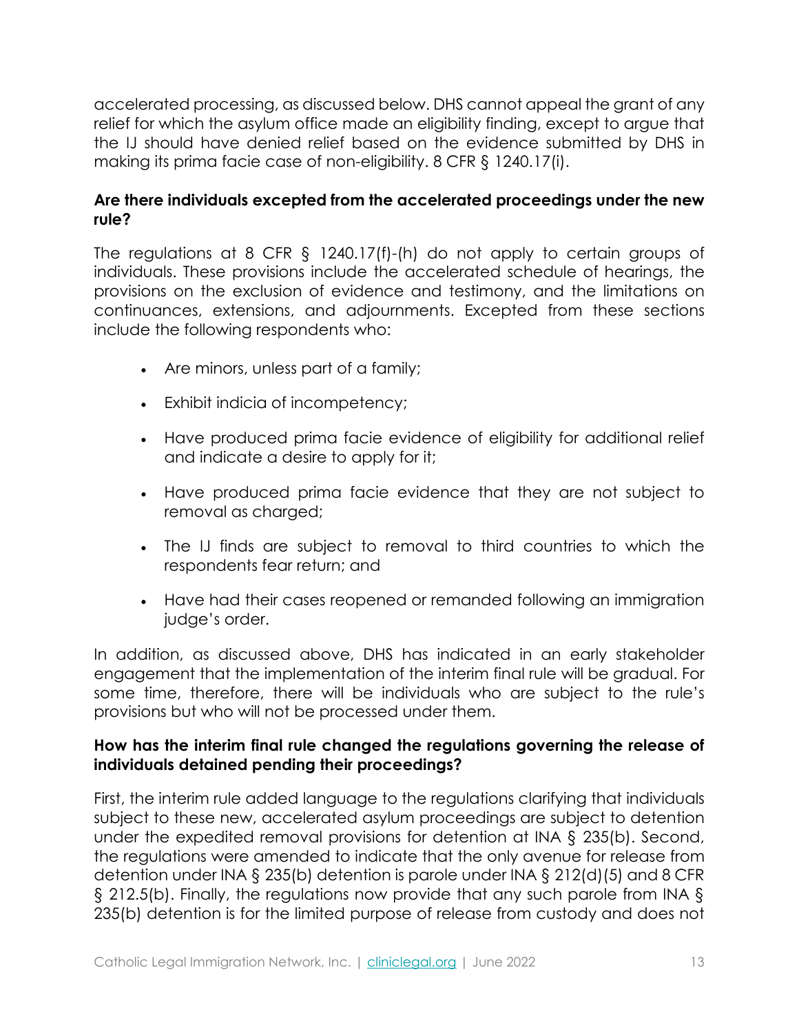accelerated processing, as discussed below. DHS cannot appeal the grant of any relief for which the asylum office made an eligibility finding, except to argue that the IJ should have denied relief based on the evidence submitted by DHS in making its prima facie case of non-eligibility. 8 CFR § 1240.17(i).

### Are there individuals excepted from the accelerated proceedings under the new rule?

The regulations at 8 CFR § 1240.17(f)-(h) do not apply to certain groups of individuals. These provisions include the accelerated schedule of hearings, the provisions on the exclusion of evidence and testimony, and the limitations on continuances, extensions, and adjournments. Excepted from these sections include the following respondents who:

- Are minors, unless part of a family;
- Exhibit indicia of incompetency;
- Have produced prima facie evidence of eligibility for additional relief and indicate a desire to apply for it;
- Have produced prima facie evidence that they are not subject to removal as charged;
- The IJ finds are subject to removal to third countries to which the respondents fear return; and
- Have had their cases reopened or remanded following an immigration judge's order.

In addition, as discussed above, DHS has indicated in an early stakeholder engagement that the implementation of the interim final rule will be gradual. For some time, therefore, there will be individuals who are subject to the rule's provisions but who will not be processed under them.

### How has the interim final rule changed the regulations governing the release of individuals detained pending their proceedings?

First, the interim rule added language to the regulations clarifying that individuals subject to these new, accelerated asylum proceedings are subject to detention under the expedited removal provisions for detention at INA § 235(b). Second, the regulations were amended to indicate that the only avenue for release from detention under INA § 235(b) detention is parole under INA § 212(d)(5) and 8 CFR § 212.5(b). Finally, the regulations now provide that any such parole from INA § 235(b) detention is for the limited purpose of release from custody and does not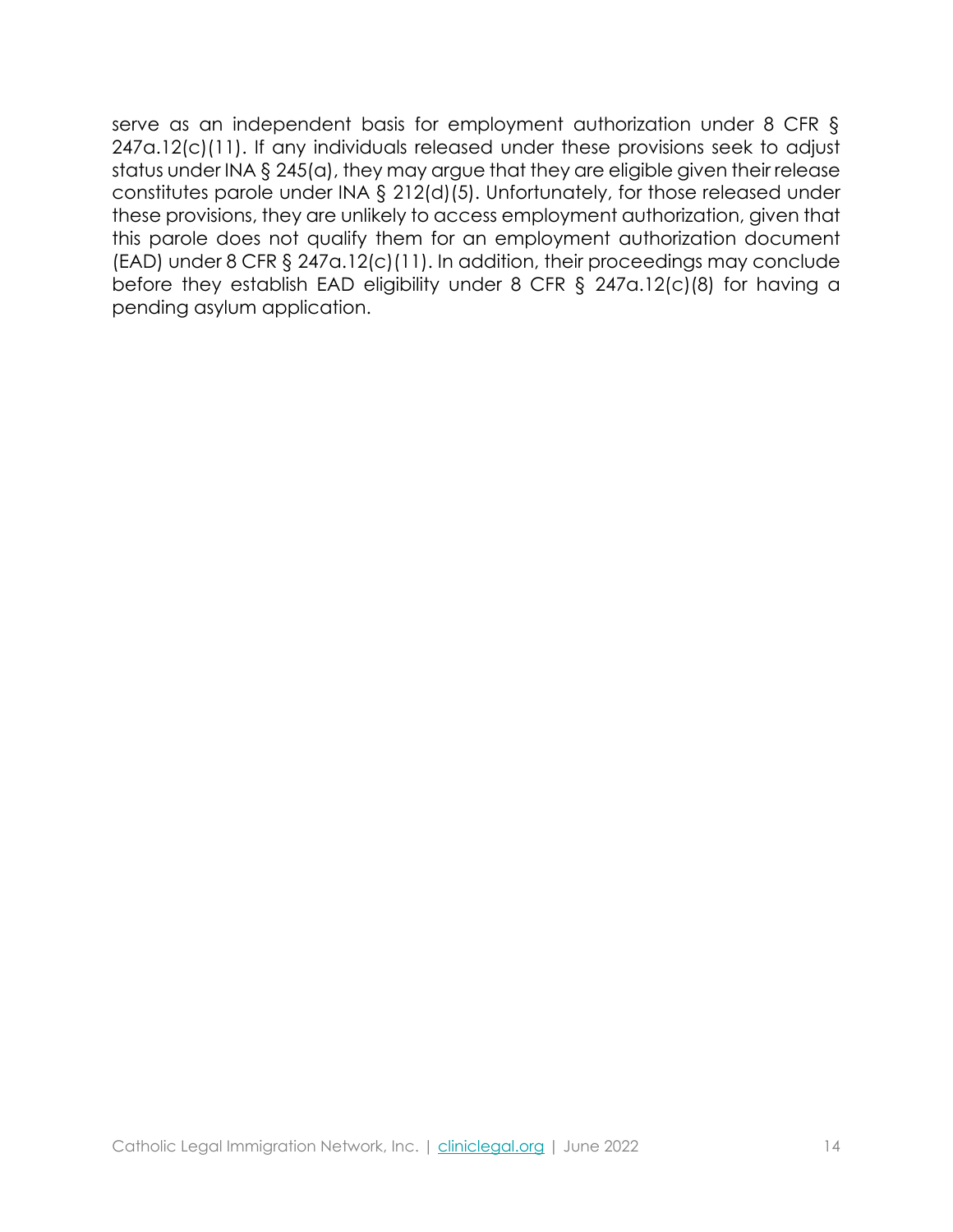serve as an independent basis for employment authorization under 8 CFR § 247a.12(c)(11). If any individuals released under these provisions seek to adjust status under INA § 245(a), they may argue that they are eligible given their release constitutes parole under INA § 212(d)(5). Unfortunately, for those released under these provisions, they are unlikely to access employment authorization, given that this parole does not qualify them for an employment authorization document (EAD) under 8 CFR § 247a.12(c)(11). In addition, their proceedings may conclude before they establish EAD eligibility under 8 CFR § 247a.12(c)(8) for having a pending asylum application.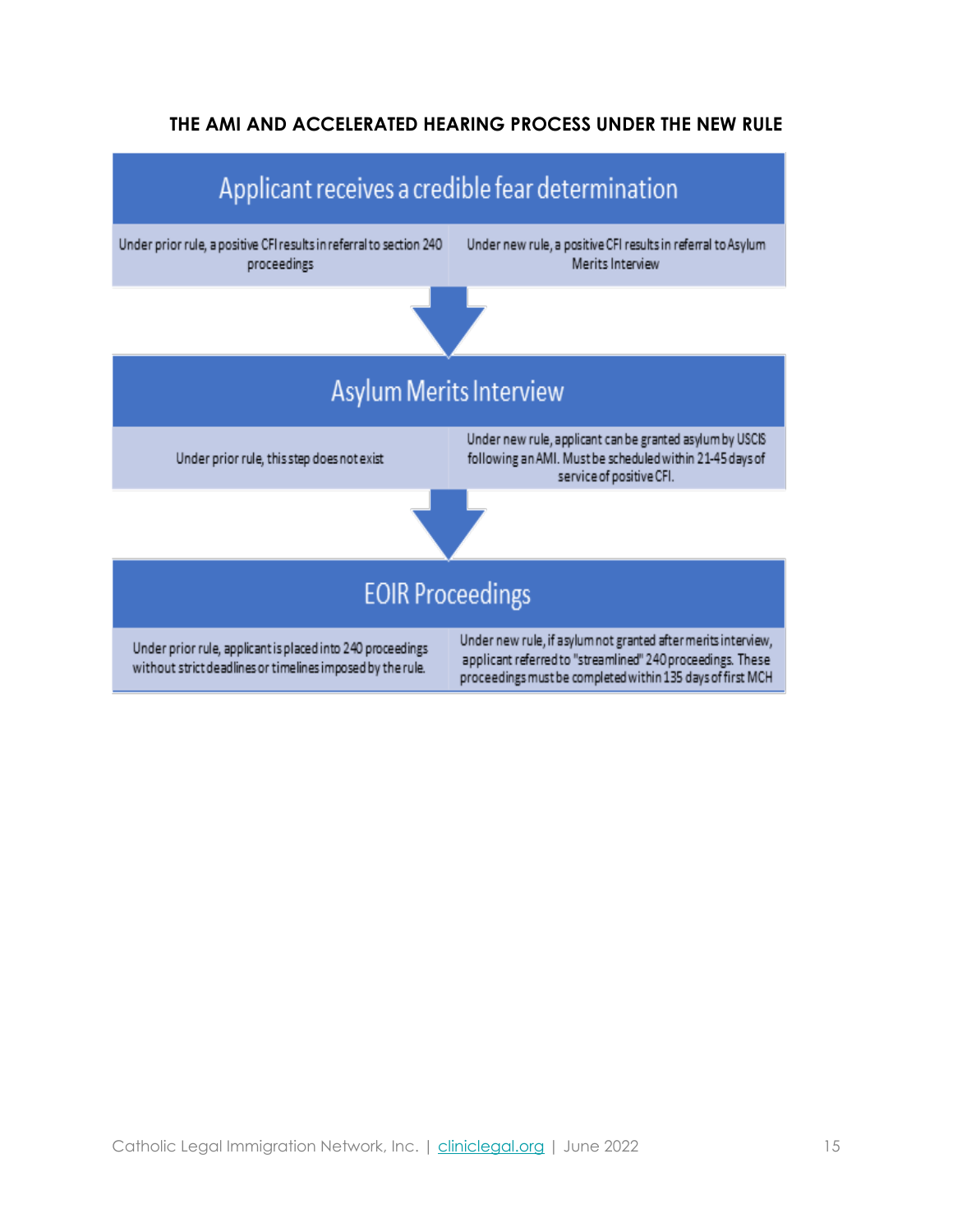**THE AMI AND ACCELERATED HEARING PROCESS UNDER THE NEW RULE**

Applicant receives a credible fear determination

Under prior rule, a positive CFI results in referral to section 240 proceedings

Under new rule, a positive CFI results in referral to Asylum Merits Interview

Asylum Merits Interview

Under prior rule, this step does not exist

Under new rule, applicant can be granted asylum by USCIS following an AMI. Must be scheduled within 21-45 days of service of positive CFI.

EOIR Proceedings

Under prior rule, applicant is placed into 240 proceedings without strict deadlines or timelines imposed by the rule.

Under new rule, if asylum not granted after merits interview, applicant referred to "streamlined" 240 proceedings. These proceedings must be completed within 135 days of first MCH